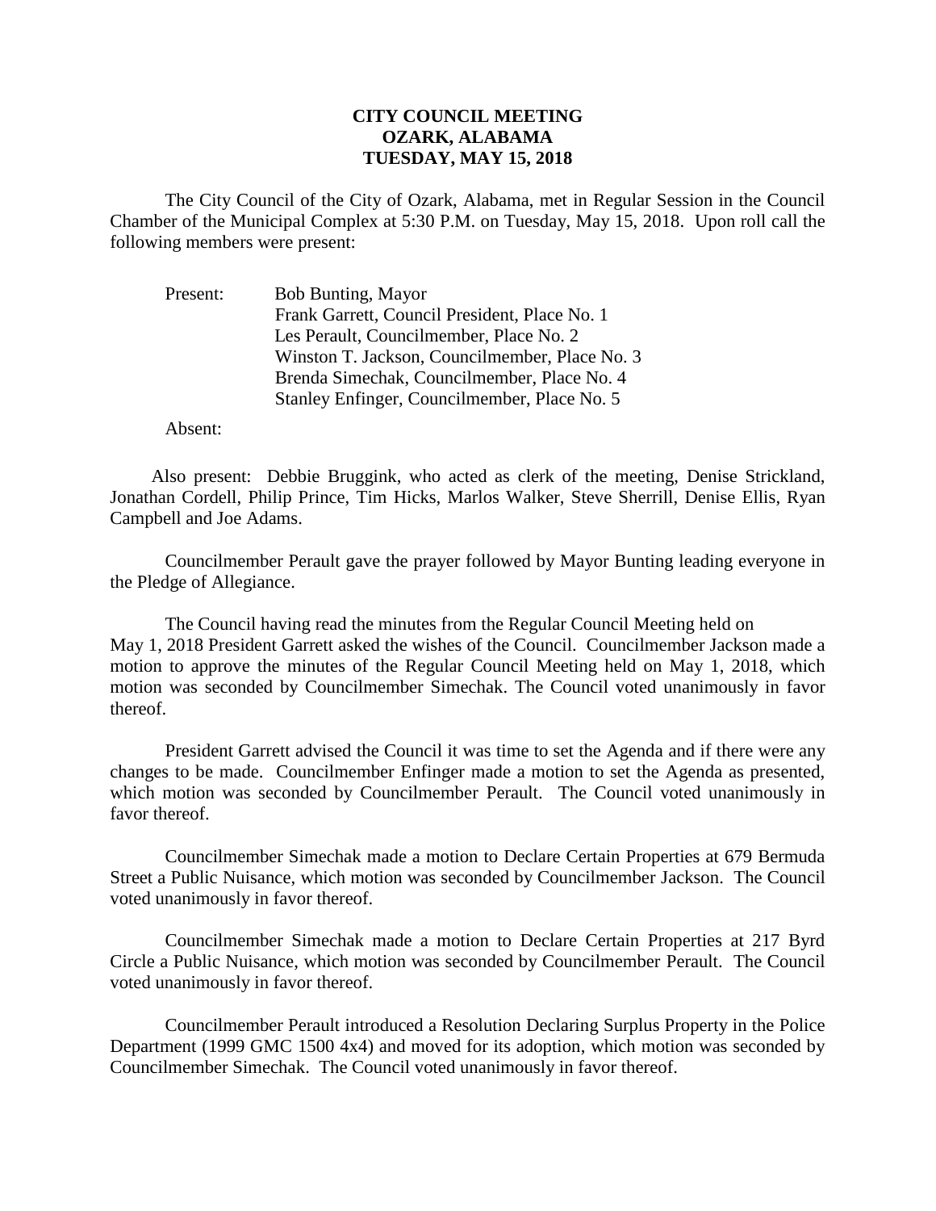# CITY COUNCIL MEETING
# OZARK, ALABAMA
# TUESDAY, MAY 15, 2018

The City Council of the City of Ozark, Alabama, met in Regular Session in the Council Chamber of the Municipal Complex at 5:30 P.M. on Tuesday, May 15, 2018. Upon roll call the following members were present:

Present: Bob Bunting, Mayor
Frank Garrett, Council President, Place No. 1
Les Perault, Councilmember, Place No. 2
Winston T. Jackson, Councilmember, Place No. 3
Brenda Simechak, Councilmember, Place No. 4
Stanley Enfinger, Councilmember, Place No. 5

Absent:

Also present: Debbie Bruggink, who acted as clerk of the meeting, Denise Strickland, Jonathan Cordell, Philip Prince, Tim Hicks, Marlos Walker, Steve Sherrill, Denise Ellis, Ryan Campbell and Joe Adams.

Councilmember Perault gave the prayer followed by Mayor Bunting leading everyone in the Pledge of Allegiance.

The Council having read the minutes from the Regular Council Meeting held on May 1, 2018 President Garrett asked the wishes of the Council. Councilmember Jackson made a motion to approve the minutes of the Regular Council Meeting held on May 1, 2018, which motion was seconded by Councilmember Simechak. The Council voted unanimously in favor thereof.

President Garrett advised the Council it was time to set the Agenda and if there were any changes to be made. Councilmember Enfinger made a motion to set the Agenda as presented, which motion was seconded by Councilmember Perault. The Council voted unanimously in favor thereof.

Councilmember Simechak made a motion to Declare Certain Properties at 679 Bermuda Street a Public Nuisance, which motion was seconded by Councilmember Jackson. The Council voted unanimously in favor thereof.

Councilmember Simechak made a motion to Declare Certain Properties at 217 Byrd Circle a Public Nuisance, which motion was seconded by Councilmember Perault. The Council voted unanimously in favor thereof.

Councilmember Perault introduced a Resolution Declaring Surplus Property in the Police Department (1999 GMC 1500 4x4) and moved for its adoption, which motion was seconded by Councilmember Simechak. The Council voted unanimously in favor thereof.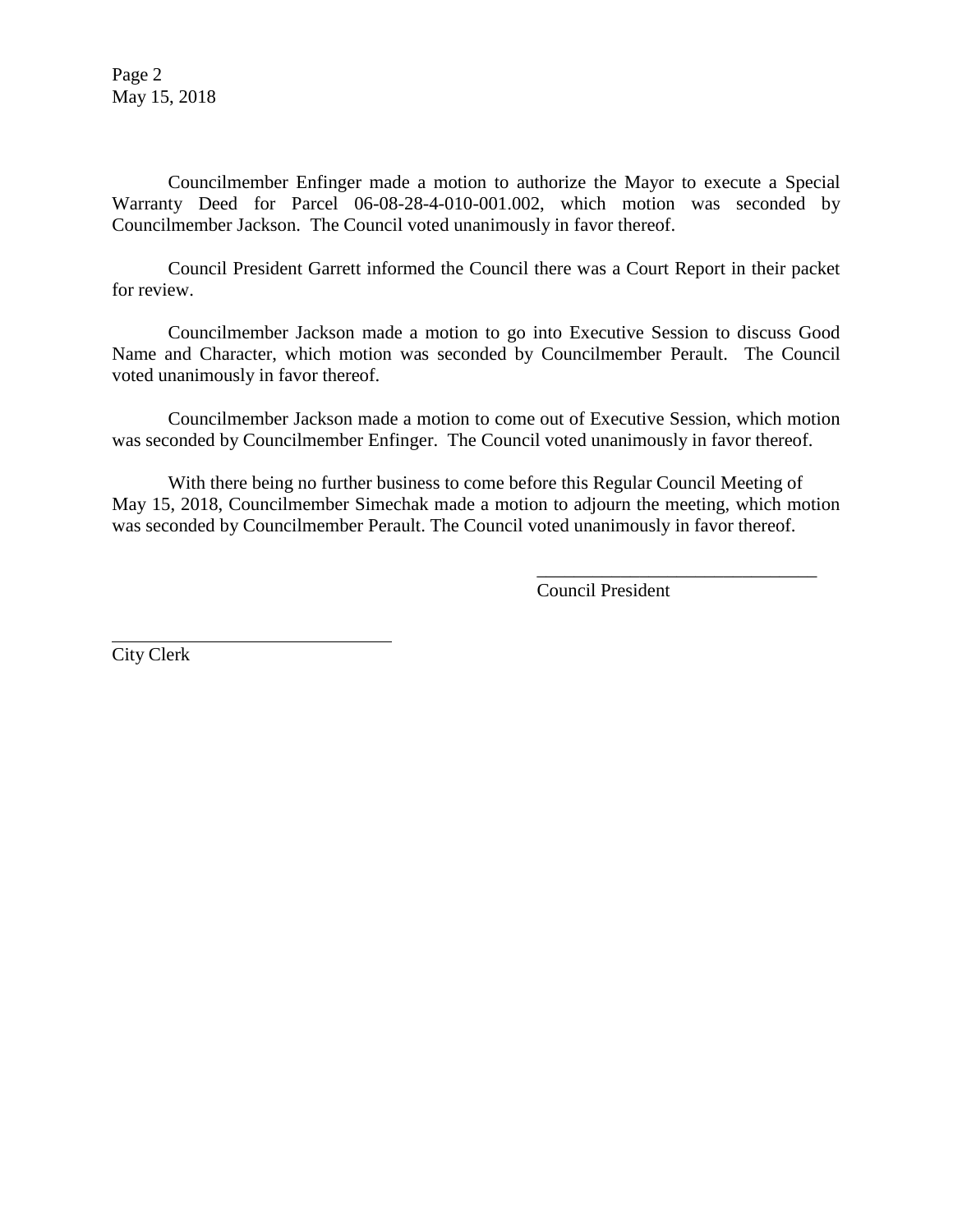Councilmember Enfinger made a motion to authorize the Mayor to execute a Special Warranty Deed for Parcel 06-08-28-4-010-001.002, which motion was seconded by Councilmember Jackson. The Council voted unanimously in favor thereof.

Council President Garrett informed the Council there was a Court Report in their packet for review.

Councilmember Jackson made a motion to go into Executive Session to discuss Good Name and Character, which motion was seconded by Councilmember Perault. The Council voted unanimously in favor thereof.

Councilmember Jackson made a motion to come out of Executive Session, which motion was seconded by Councilmember Enfinger. The Council voted unanimously in favor thereof.

With there being no further business to come before this Regular Council Meeting of May 15, 2018, Councilmember Simechak made a motion to adjourn the meeting, which motion was seconded by Councilmember Perault. The Council voted unanimously in favor thereof.

\_\_\_\_\_\_\_\_\_\_\_\_\_\_\_\_\_\_\_\_\_\_\_\_\_\_\_\_\_\_
Council President

\_\_\_\_\_\_\_\_\_\_\_\_\_\_\_\_\_\_\_\_\_\_\_\_\_\_\_\_\_\_
City Clerk